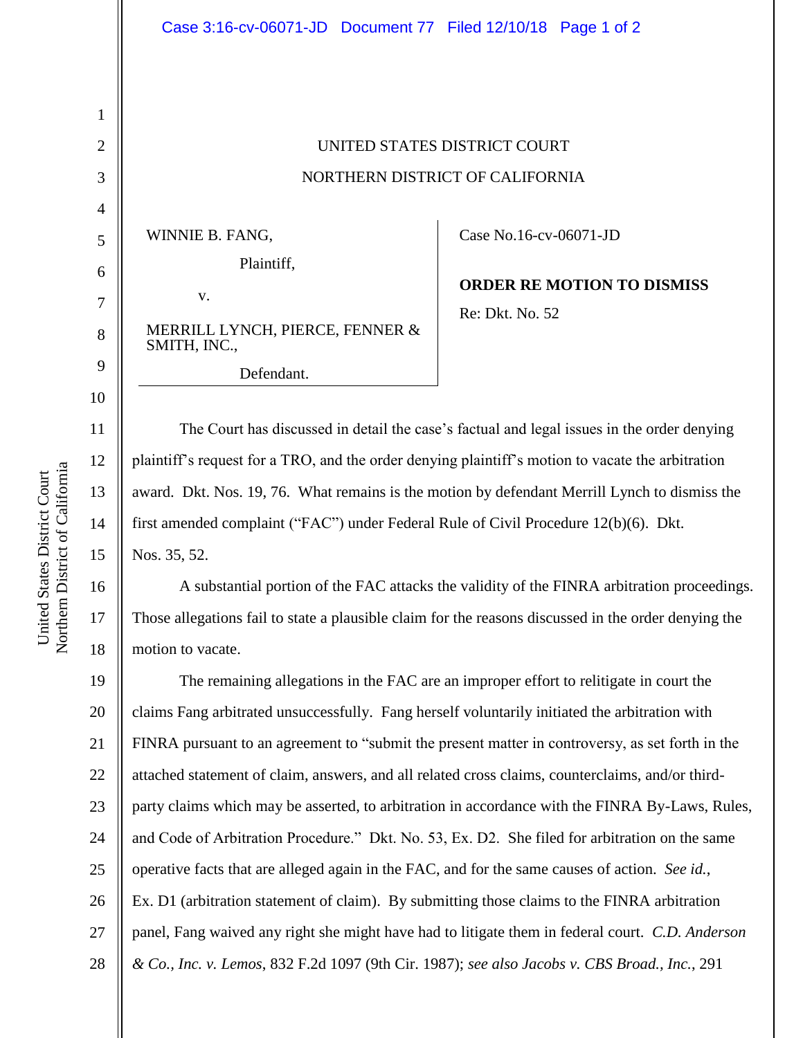UNITED STATES DISTRICT COURT

NORTHERN DISTRICT OF CALIFORNIA

| | |
|---|---|
| WINNIE B. FANG,<br>Plaintiff,<br>v.<br>MERRILL LYNCH, PIERCE, FENNER & SMITH, INC.,<br>Defendant. | Case No.16-cv-06071-JD<br>**ORDER RE MOTION TO DISMISS**<br>Re: Dkt. No. 52 |

The Court has discussed in detail the case's factual and legal issues in the order denying plaintiff's request for a TRO, and the order denying plaintiff's motion to vacate the arbitration award. Dkt. Nos. 19, 76. What remains is the motion by defendant Merrill Lynch to dismiss the first amended complaint ("FAC") under Federal Rule of Civil Procedure 12(b)(6). Dkt. Nos. 35, 52.

A substantial portion of the FAC attacks the validity of the FINRA arbitration proceedings. Those allegations fail to state a plausible claim for the reasons discussed in the order denying the motion to vacate.

The remaining allegations in the FAC are an improper effort to relitigate in court the claims Fang arbitrated unsuccessfully. Fang herself voluntarily initiated the arbitration with FINRA pursuant to an agreement to "submit the present matter in controversy, as set forth in the attached statement of claim, answers, and all related cross claims, counterclaims, and/or third-party claims which may be asserted, to arbitration in accordance with the FINRA By-Laws, Rules, and Code of Arbitration Procedure." Dkt. No. 53, Ex. D2. She filed for arbitration on the same operative facts that are alleged again in the FAC, and for the same causes of action. *See id.*, Ex. D1 (arbitration statement of claim). By submitting those claims to the FINRA arbitration panel, Fang waived any right she might have had to litigate them in federal court. *C.D. Anderson & Co., Inc. v. Lemos*, 832 F.2d 1097 (9th Cir. 1987); *see also Jacobs v. CBS Broad., Inc.*, 291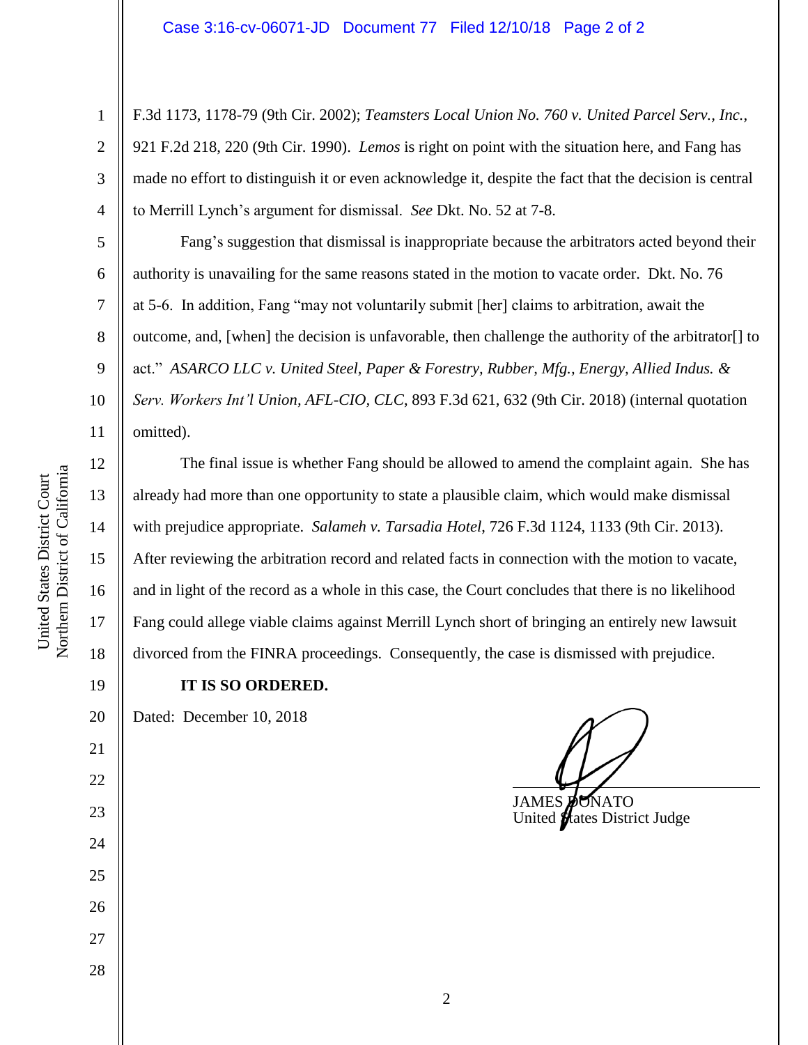F.3d 1173, 1178-79 (9th Cir. 2002); *Teamsters Local Union No. 760 v. United Parcel Serv., Inc.*, 921 F.2d 218, 220 (9th Cir. 1990). *Lemos* is right on point with the situation here, and Fang has made no effort to distinguish it or even acknowledge it, despite the fact that the decision is central to Merrill Lynch's argument for dismissal. *See* Dkt. No. 52 at 7-8.

Fang's suggestion that dismissal is inappropriate because the arbitrators acted beyond their authority is unavailing for the same reasons stated in the motion to vacate order. Dkt. No. 76 at 5-6. In addition, Fang "may not voluntarily submit [her] claims to arbitration, await the outcome, and, [when] the decision is unfavorable, then challenge the authority of the arbitrator[] to act." *ASARCO LLC v. United Steel, Paper & Forestry, Rubber, Mfg., Energy, Allied Indus. & Serv. Workers Int'l Union, AFL-CIO, CLC*, 893 F.3d 621, 632 (9th Cir. 2018) (internal quotation omitted).

The final issue is whether Fang should be allowed to amend the complaint again. She has already had more than one opportunity to state a plausible claim, which would make dismissal with prejudice appropriate. *Salameh v. Tarsadia Hotel*, 726 F.3d 1124, 1133 (9th Cir. 2013). After reviewing the arbitration record and related facts in connection with the motion to vacate, and in light of the record as a whole in this case, the Court concludes that there is no likelihood Fang could allege viable claims against Merrill Lynch short of bringing an entirely new lawsuit divorced from the FINRA proceedings. Consequently, the case is dismissed with prejudice.

**IT IS SO ORDERED.**

Dated: December 10, 2018

JAMES DONATO
United States District Judge